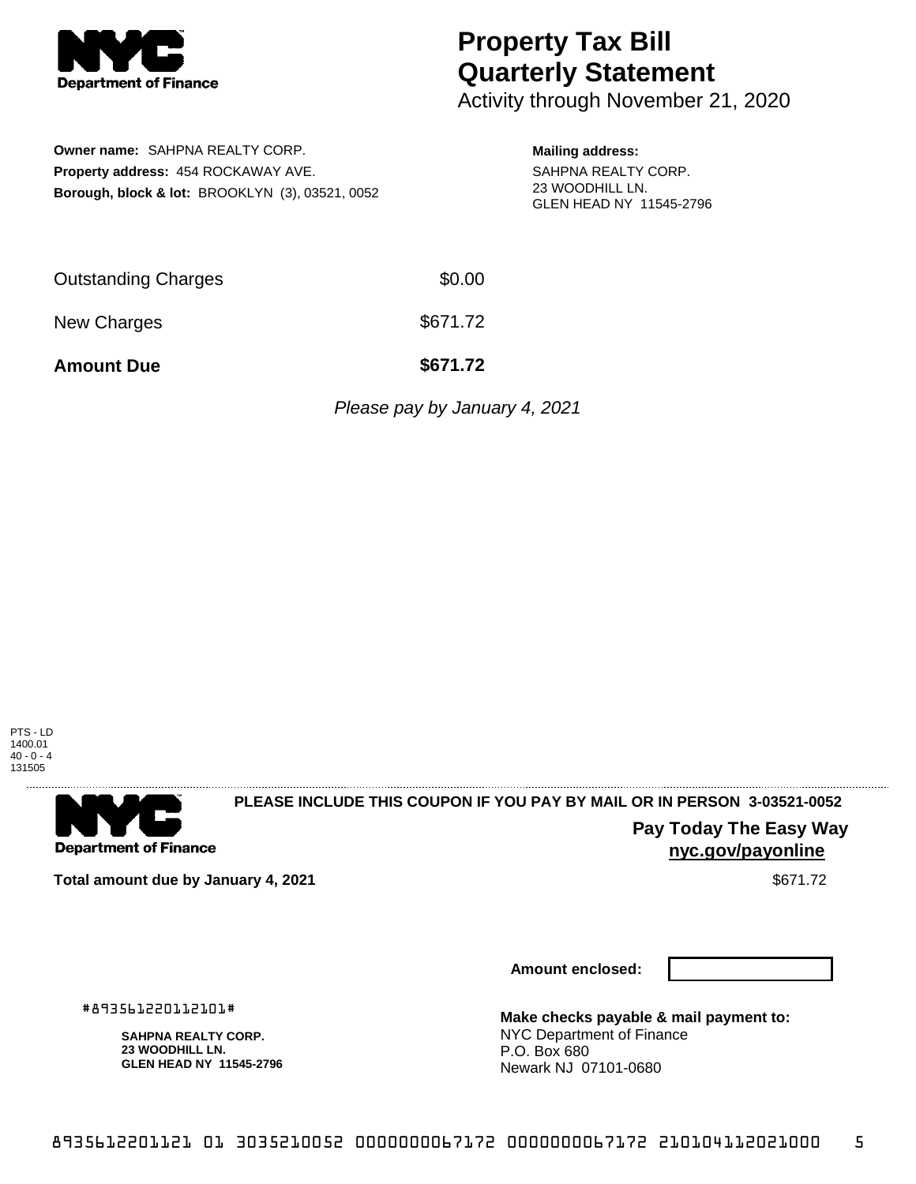Department of Finance

# Property Tax Bill Quarterly Statement

Activity through November 21, 2020

**Owner name:** SAHPNA REALTY CORP.
**Property address:** 454 ROCKAWAY AVE.
**Borough, block & lot:** BROOKLYN (3), 03521, 0052

**Mailing address:**
SAHPNA REALTY CORP.
23 WOODHILL LN.
GLEN HEAD NY 11545-2796

| | |
|---|---|
| Outstanding Charges | $0.00 |
| New Charges | $671.72 |
| **Amount Due** | **$671.72** |

*Please pay by January 4, 2021*

PTS - LD
1400.01
40 - 0 - 4
131505

Department of Finance

**PLEASE INCLUDE THIS COUPON IF YOU PAY BY MAIL OR IN PERSON 3-03521-0052**

**Pay Today The Easy Way**
**nyc.gov/payonline**

**Total amount due by January 4, 2021** $671.72

**Amount enclosed:**

#893561220112101#

**SAHPNA REALTY CORP.**
**23 WOODHILL LN.**
**GLEN HEAD NY 11545-2796**

**Make checks payable & mail payment to:**
NYC Department of Finance
P.O. Box 680
Newark NJ 07101-0680

8935612201121 01 3035210052 0000000067172 0000000067172 210104112021000 5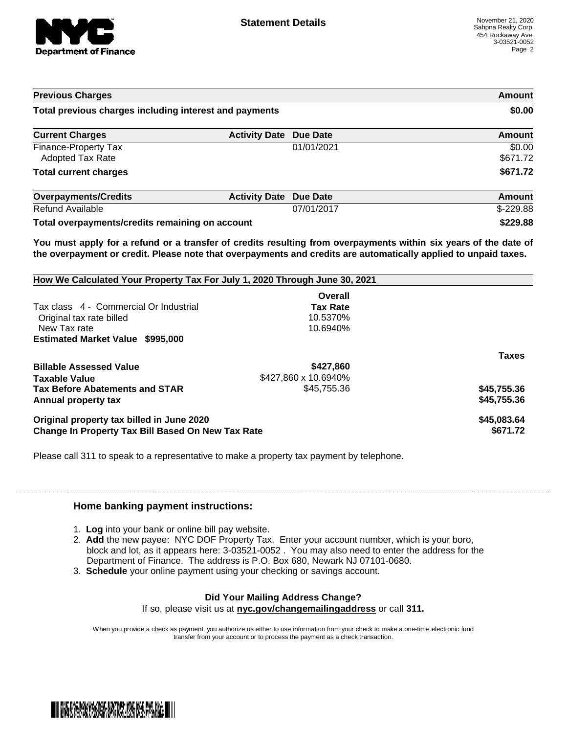Statement Details

November 21, 2020
Sahpna Realty Corp.
454 Rockaway Ave.
3-03521-0052

| Previous Charges | Amount |
| --- | --- |
| Total previous charges including interest and payments | $0.00 |

| Current Charges | Activity Date | Due Date | Amount |
| --- | --- | --- | --- |
| Finance-Property Tax | | 01/01/2021 | $0.00 |
| Adopted Tax Rate | | | $671.72 |
| **Total current charges** | | | **$671.72** |

| Overpayments/Credits | Activity Date | Due Date | Amount |
| --- | --- | --- | --- |
| Refund Available | | 07/01/2017 | $-229.88 |
| **Total overpayments/credits remaining on account** | | | **$229.88** |

**You must apply for a refund or a transfer of credits resulting from overpayments within six years of the date of the overpayment or credit. Please note that overpayments and credits are automatically applied to unpaid taxes.**

**How We Calculated Your Property Tax For July 1, 2020 Through June 30, 2021**

| | Overall Tax Rate | |
| --- | --- | --- |
| Tax class 4 - Commercial Or Industrial | | |
| Original tax rate billed | 10.5370% | |
| New Tax rate | 10.6940% | |
| **Estimated Market Value $995,000** | | |
| | | **Taxes** |
| **Billable Assessed Value** | **$427,860** | |
| **Taxable Value** | $427,860 x 10.6940% | |
| **Tax Before Abatements and STAR** | $45,755.36 | **$45,755.36** |
| **Annual property tax** | | **$45,755.36** |
| **Original property tax billed in June 2020** | | **$45,083.64** |
| **Change In Property Tax Bill Based On New Tax Rate** | | **$671.72** |

Please call 311 to speak to a representative to make a property tax payment by telephone.

## Home banking payment instructions:

1. **Log** into your bank or online bill pay website.
2. **Add** the new payee: NYC DOF Property Tax. Enter your account number, which is your boro, block and lot, as it appears here: 3-03521-0052 . You may also need to enter the address for the Department of Finance. The address is P.O. Box 680, Newark NJ 07101-0680.
3. **Schedule** your online payment using your checking or savings account.

**Did Your Mailing Address Change?**

If so, please visit us at **nyc.gov/changemailingaddress** or call **311.**

When you provide a check as payment, you authorize us either to use information from your check to make a one-time electronic fund transfer from your account or to process the payment as a check transaction.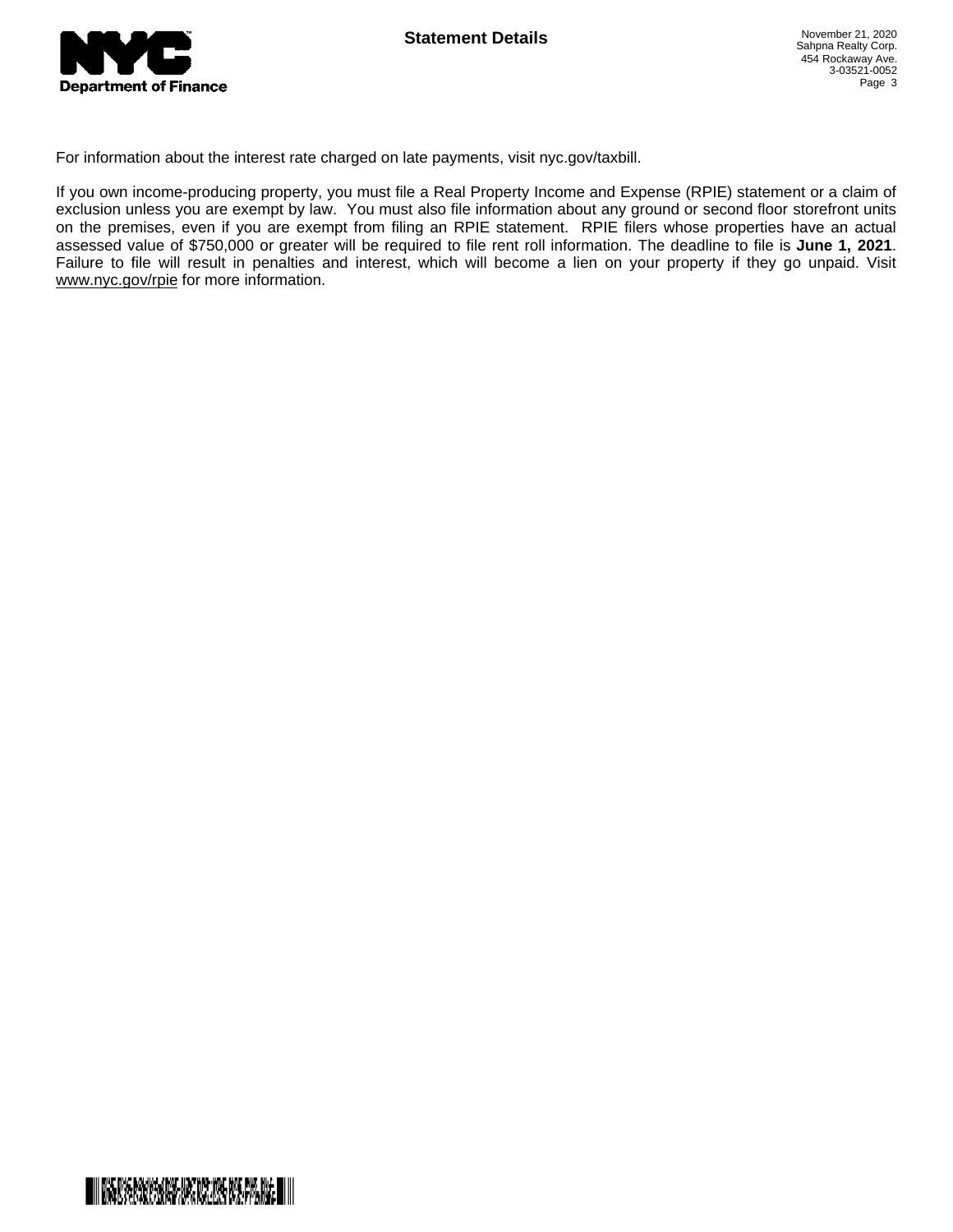For information about the interest rate charged on late payments, visit nyc.gov/taxbill.

If you own income-producing property, you must file a Real Property Income and Expense (RPIE) statement or a claim of exclusion unless you are exempt by law. You must also file information about any ground or second floor storefront units on the premises, even if you are exempt from filing an RPIE statement. RPIE filers whose properties have an actual assessed value of $750,000 or greater will be required to file rent roll information. The deadline to file is **June 1, 2021**. Failure to file will result in penalties and interest, which will become a lien on your property if they go unpaid. Visit www.nyc.gov/rpie for more information.